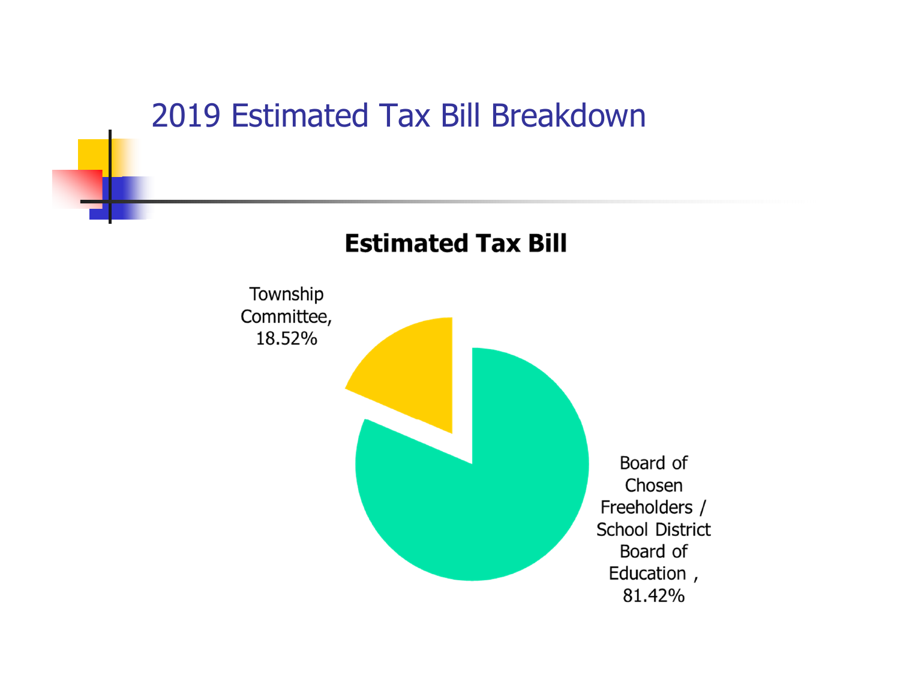# 2019 Estimated Tax Bill Breakdown

**Estimated Tax Bill**

Township Committee, 18.52%

Board of Chosen Freeholders / School District Board of Education , 81.42%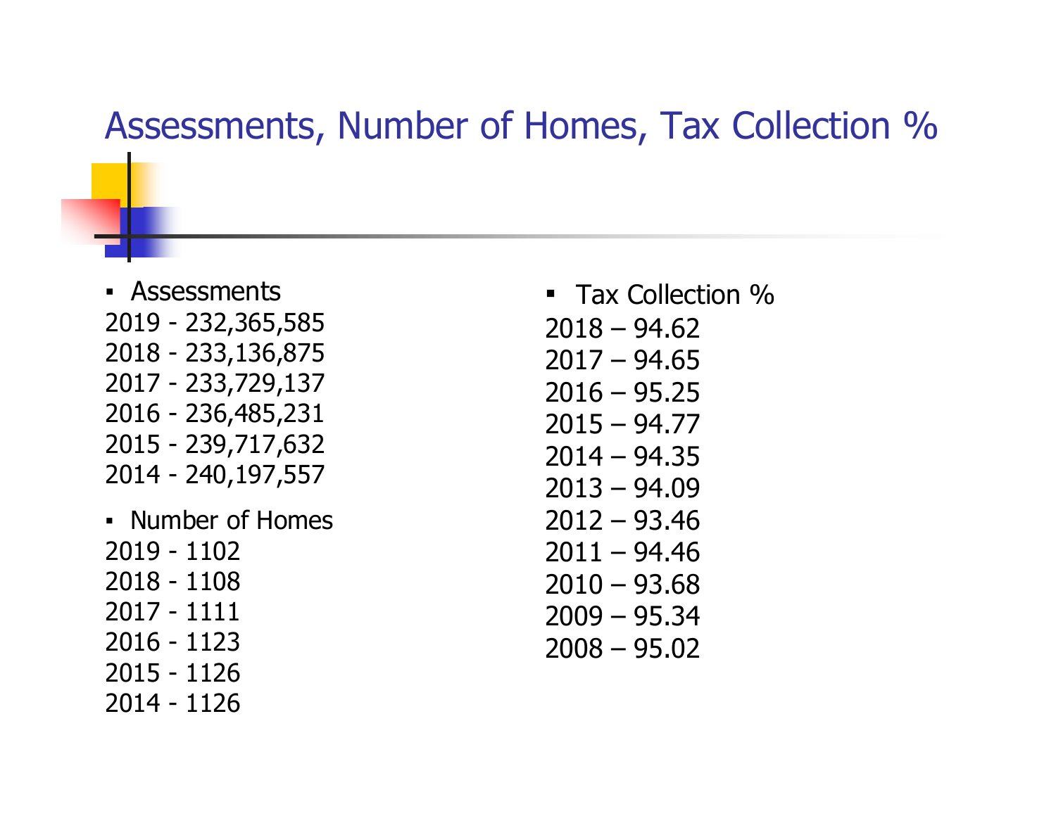# Assessments, Number of Homes, Tax Collection %

- Assessments

2019 - 232,365,585
2018 - 233,136,875
2017 - 233,729,137
2016 - 236,485,231
2015 - 239,717,632
2014 - 240,197,557

- Number of Homes

2019 - 1102
2018 - 1108
2017 - 1111
2016 - 1123
2015 - 1126
2014 - 1126

- Tax Collection %

2018 – 94.62
2017 – 94.65
2016 – 95.25
2015 – 94.77
2014 – 94.35
2013 – 94.09
2012 – 93.46
2011 – 94.46
2010 – 93.68
2009 – 95.34
2008 – 95.02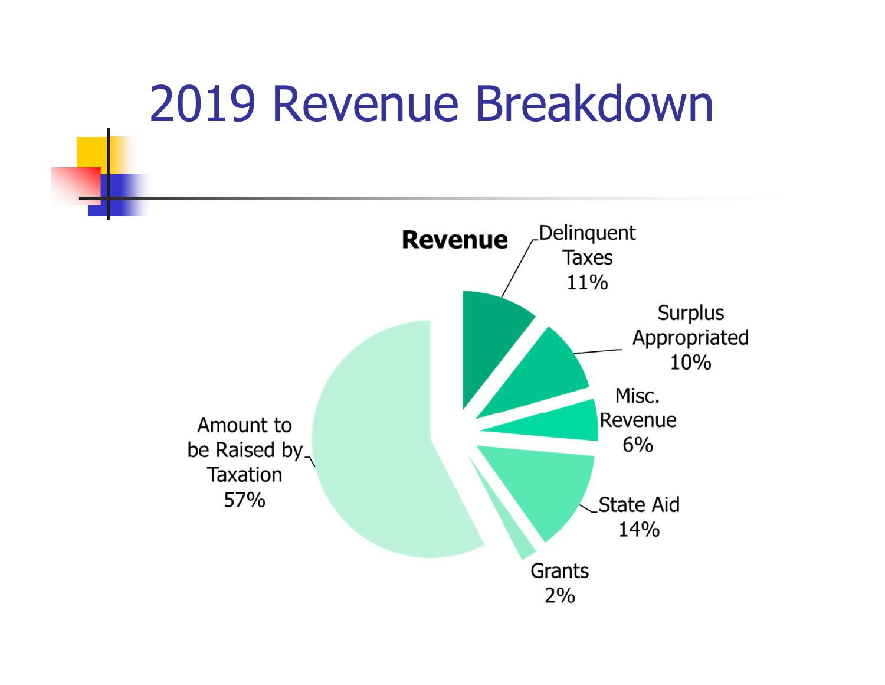# 2019 Revenue Breakdown

**Revenue**

- Delinquent Taxes 11%
- Surplus Appropriated 10%
- Misc. Revenue 6%
- State Aid 14%
- Grants 2%
- Amount to be Raised by Taxation 57%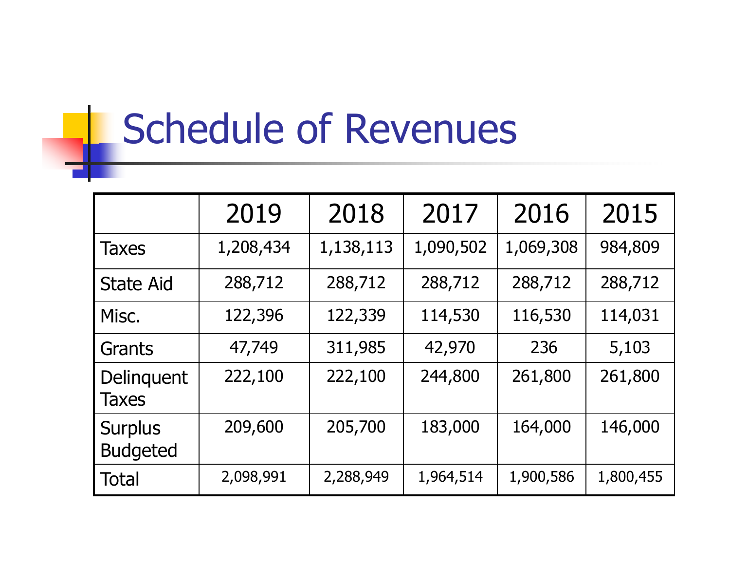# Schedule of Revenues

| | 2019 | 2018 | 2017 | 2016 | 2015 |
|---|---|---|---|---|---|
| Taxes | 1,208,434 | 1,138,113 | 1,090,502 | 1,069,308 | 984,809 |
| State Aid | 288,712 | 288,712 | 288,712 | 288,712 | 288,712 |
| Misc. | 122,396 | 122,339 | 114,530 | 116,530 | 114,031 |
| Grants | 47,749 | 311,985 | 42,970 | 236 | 5,103 |
| Delinquent Taxes | 222,100 | 222,100 | 244,800 | 261,800 | 261,800 |
| Surplus Budgeted | 209,600 | 205,700 | 183,000 | 164,000 | 146,000 |
| Total | 2,098,991 | 2,288,949 | 1,964,514 | 1,900,586 | 1,800,455 |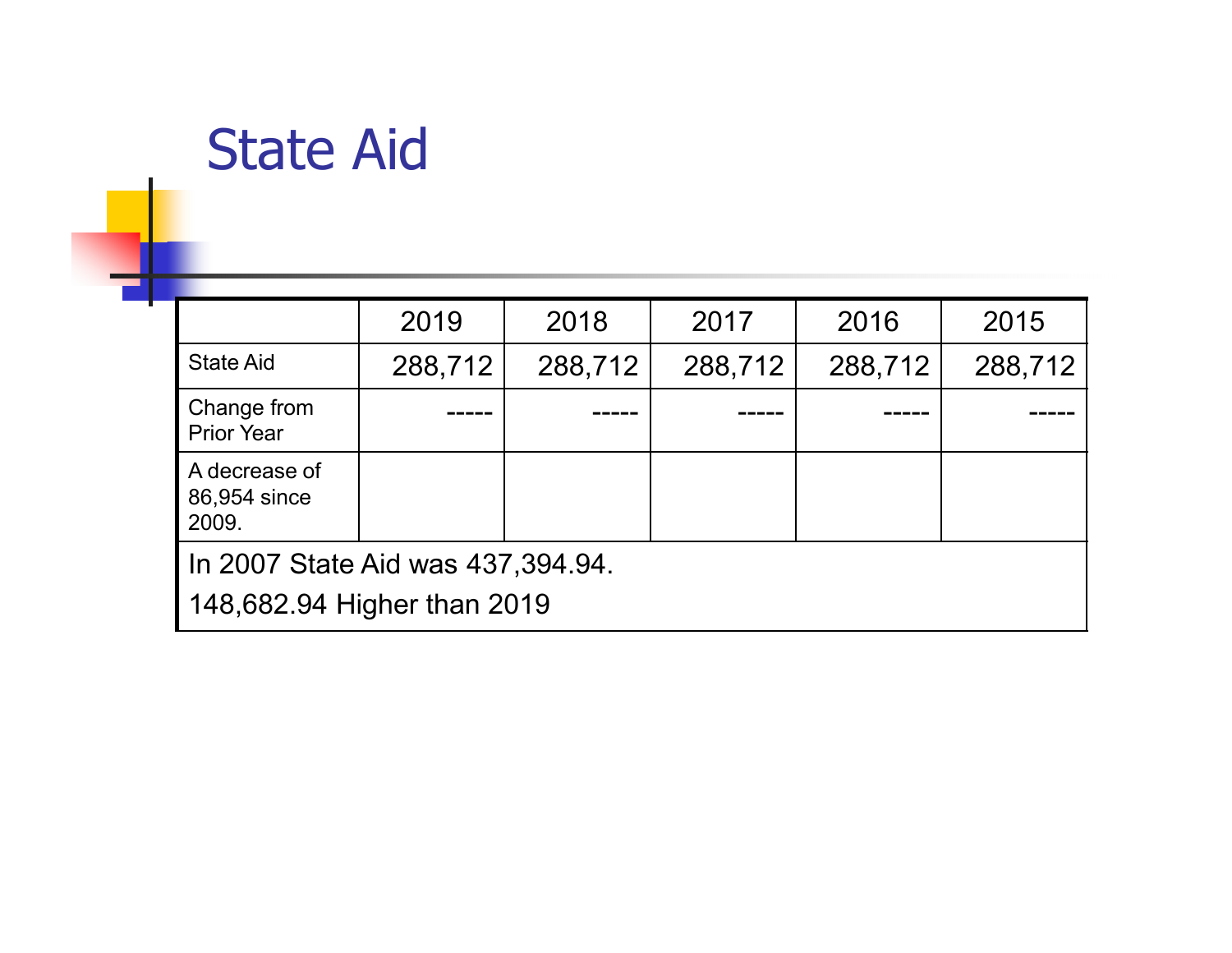# State Aid

| | 2019 | 2018 | 2017 | 2016 | 2015 |
|---|---|---|---|---|---|
| State Aid | 288,712 | 288,712 | 288,712 | 288,712 | 288,712 |
| Change from Prior Year | ----- | ----- | ----- | ----- | ----- |
| A decrease of 86,954 since 2009. | | | | | |
| In 2007 State Aid was 437,394.94. 148,682.94 Higher than 2019 | | | | | |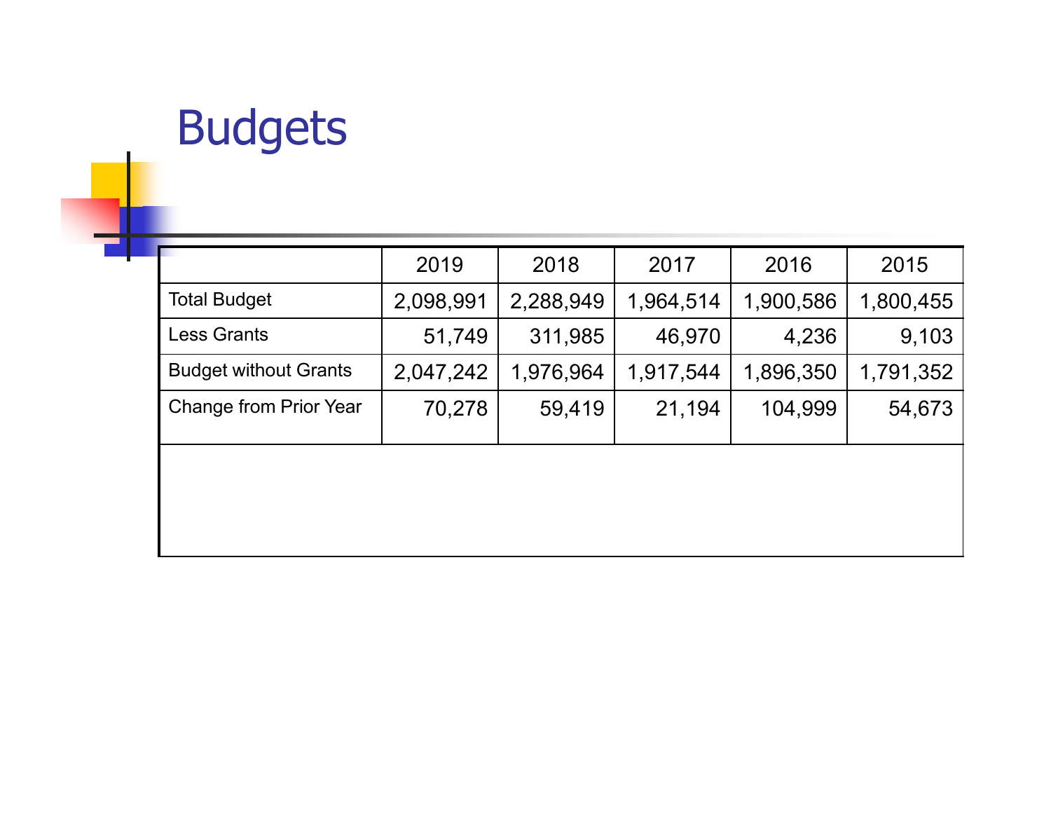# Budgets

| | 2019 | 2018 | 2017 | 2016 | 2015 |
|---|---|---|---|---|---|
| Total Budget | 2,098,991 | 2,288,949 | 1,964,514 | 1,900,586 | 1,800,455 |
| Less Grants | 51,749 | 311,985 | 46,970 | 4,236 | 9,103 |
| Budget without Grants | 2,047,242 | 1,976,964 | 1,917,544 | 1,896,350 | 1,791,352 |
| Change from Prior Year | 70,278 | 59,419 | 21,194 | 104,999 | 54,673 |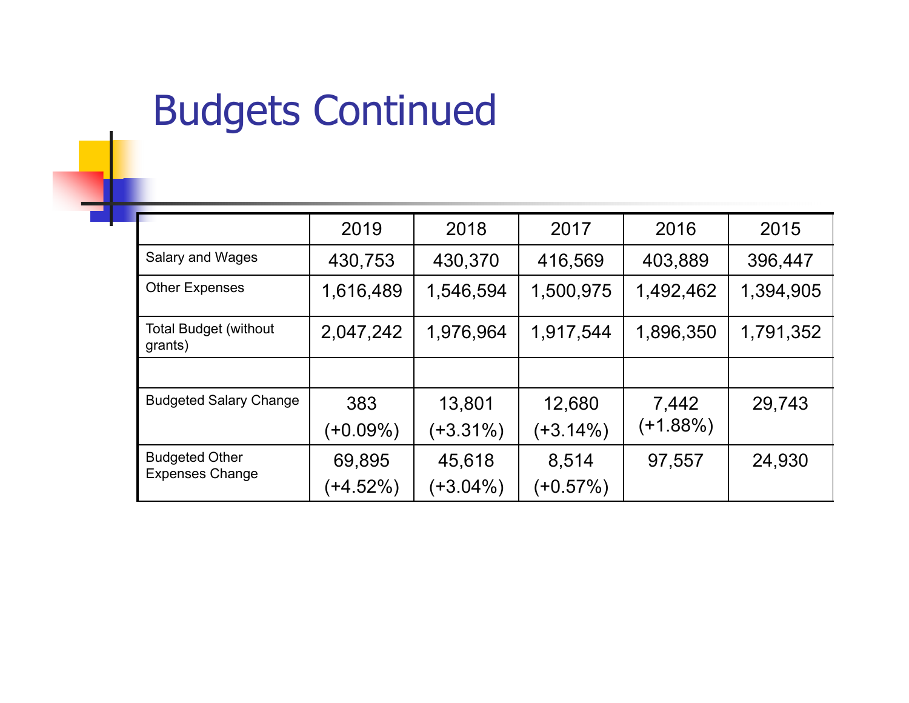# Budgets Continued

| | 2019 | 2018 | 2017 | 2016 | 2015 |
|---|---|---|---|---|---|
| Salary and Wages | 430,753 | 430,370 | 416,569 | 403,889 | 396,447 |
| Other Expenses | 1,616,489 | 1,546,594 | 1,500,975 | 1,492,462 | 1,394,905 |
| Total Budget (without grants) | 2,047,242 | 1,976,964 | 1,917,544 | 1,896,350 | 1,791,352 |
| | | | | | |
| Budgeted Salary Change | 383 (+0.09%) | 13,801 (+3.31%) | 12,680 (+3.14%) | 7,442 (+1.88%) | 29,743 |
| Budgeted Other Expenses Change | 69,895 (+4.52%) | 45,618 (+3.04%) | 8,514 (+0.57%) | 97,557 | 24,930 |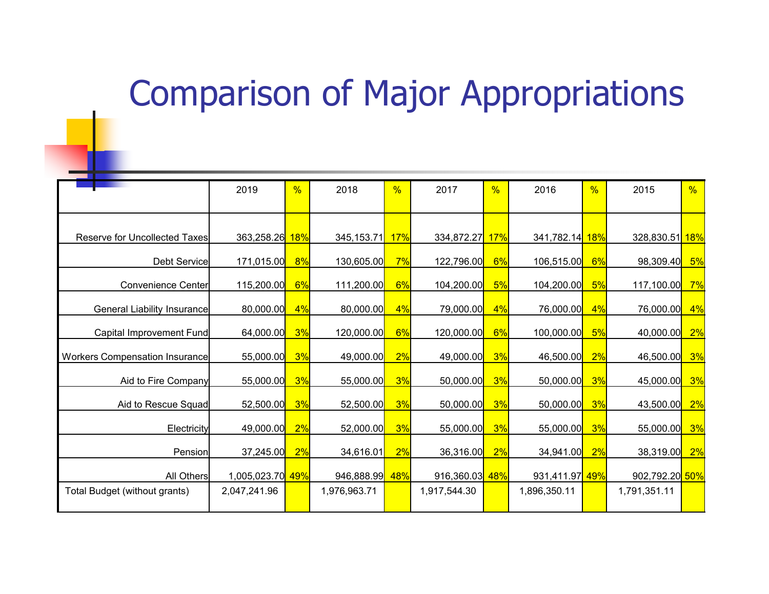# Comparison of Major Appropriations

| | 2019 | % | 2018 | % | 2017 | % | 2016 | % | 2015 | % |
|---|---|---|---|---|---|---|---|---|---|---|
| Reserve for Uncollected Taxes | 363,258.26 | 18% | 345,153.71 | 17% | 334,872.27 | 17% | 341,782.14 | 18% | 328,830.51 | 18% |
| Debt Service | 171,015.00 | 8% | 130,605.00 | 7% | 122,796.00 | 6% | 106,515.00 | 6% | 98,309.40 | 5% |
| Convenience Center | 115,200.00 | 6% | 111,200.00 | 6% | 104,200.00 | 5% | 104,200.00 | 5% | 117,100.00 | 7% |
| General Liability Insurance | 80,000.00 | 4% | 80,000.00 | 4% | 79,000.00 | 4% | 76,000.00 | 4% | 76,000.00 | 4% |
| Capital Improvement Fund | 64,000.00 | 3% | 120,000.00 | 6% | 120,000.00 | 6% | 100,000.00 | 5% | 40,000.00 | 2% |
| Workers Compensation Insurance | 55,000.00 | 3% | 49,000.00 | 2% | 49,000.00 | 3% | 46,500.00 | 2% | 46,500.00 | 3% |
| Aid to Fire Company | 55,000.00 | 3% | 55,000.00 | 3% | 50,000.00 | 3% | 50,000.00 | 3% | 45,000.00 | 3% |
| Aid to Rescue Squad | 52,500.00 | 3% | 52,500.00 | 3% | 50,000.00 | 3% | 50,000.00 | 3% | 43,500.00 | 2% |
| Electricity | 49,000.00 | 2% | 52,000.00 | 3% | 55,000.00 | 3% | 55,000.00 | 3% | 55,000.00 | 3% |
| Pension | 37,245.00 | 2% | 34,616.01 | 2% | 36,316.00 | 2% | 34,941.00 | 2% | 38,319.00 | 2% |
| All Others | 1,005,023.70 | 49% | 946,888.99 | 48% | 916,360.03 | 48% | 931,411.97 | 49% | 902,792.20 | 50% |
| Total Budget (without grants) | 2,047,241.96 | | 1,976,963.71 | | 1,917,544.30 | | 1,896,350.11 | | 1,791,351.11 | |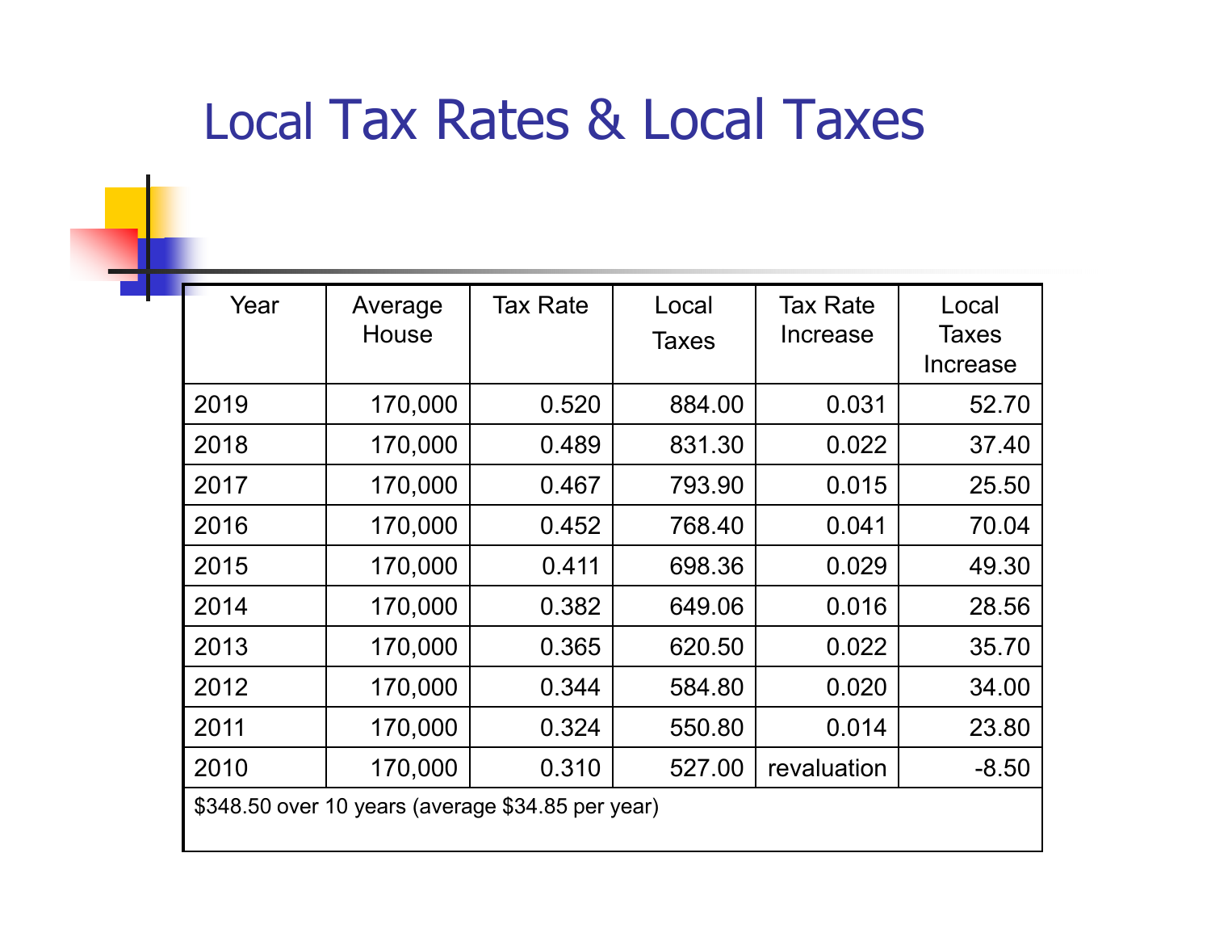# Local Tax Rates & Local Taxes

| Year | Average House | Tax Rate | Local Taxes | Tax Rate Increase | Local Taxes Increase |
|---|---|---|---|---|---|
| 2019 | 170,000 | 0.520 | 884.00 | 0.031 | 52.70 |
| 2018 | 170,000 | 0.489 | 831.30 | 0.022 | 37.40 |
| 2017 | 170,000 | 0.467 | 793.90 | 0.015 | 25.50 |
| 2016 | 170,000 | 0.452 | 768.40 | 0.041 | 70.04 |
| 2015 | 170,000 | 0.411 | 698.36 | 0.029 | 49.30 |
| 2014 | 170,000 | 0.382 | 649.06 | 0.016 | 28.56 |
| 2013 | 170,000 | 0.365 | 620.50 | 0.022 | 35.70 |
| 2012 | 170,000 | 0.344 | 584.80 | 0.020 | 34.00 |
| 2011 | 170,000 | 0.324 | 550.80 | 0.014 | 23.80 |
| 2010 | 170,000 | 0.310 | 527.00 | revaluation | -8.50 |
| $348.50 over 10 years (average $34.85 per year) | | | | | |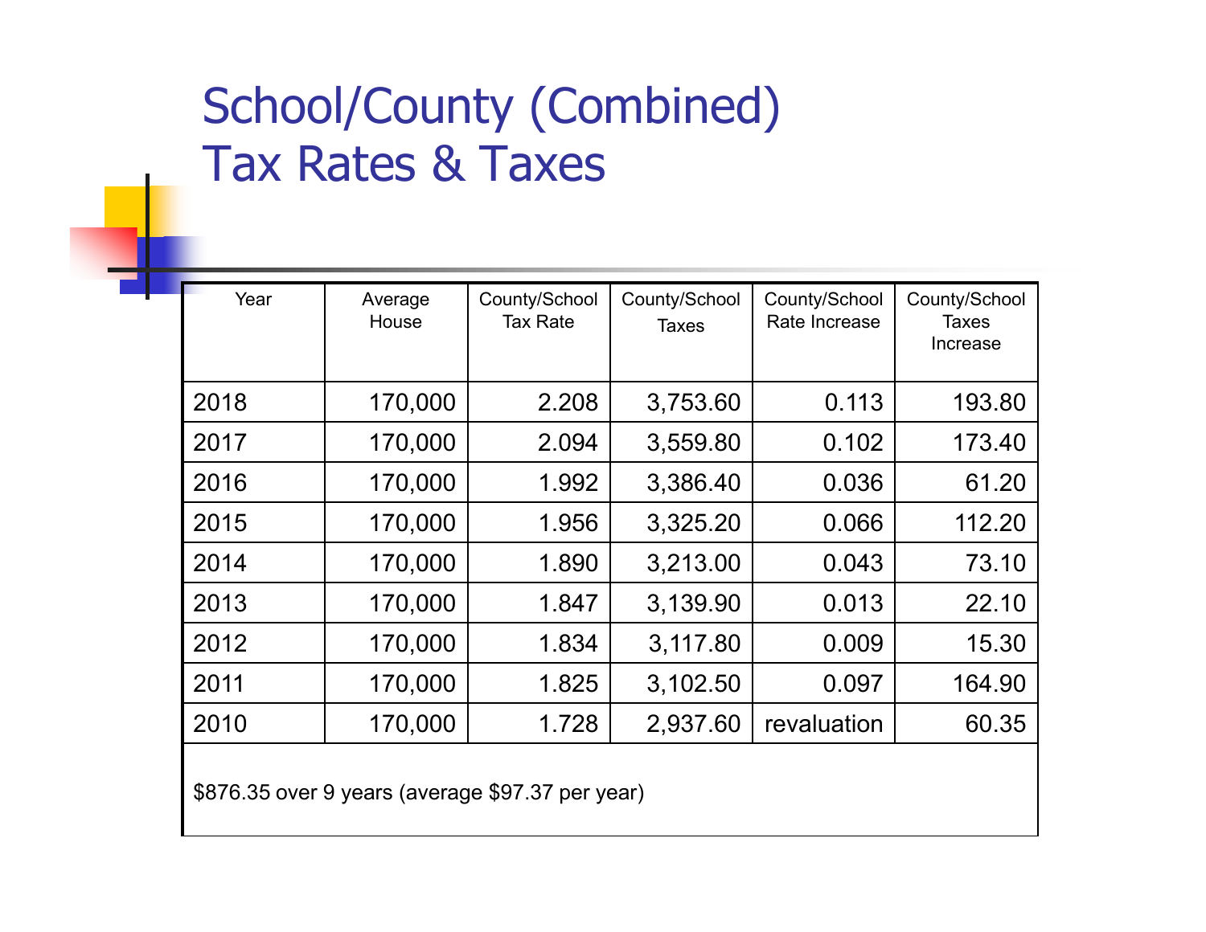# School/County (Combined) Tax Rates & Taxes

| Year | Average House | County/School Tax Rate | County/School Taxes | County/School Rate Increase | County/School Taxes Increase |
|---|---|---|---|---|---|
| 2018 | 170,000 | 2.208 | 3,753.60 | 0.113 | 193.80 |
| 2017 | 170,000 | 2.094 | 3,559.80 | 0.102 | 173.40 |
| 2016 | 170,000 | 1.992 | 3,386.40 | 0.036 | 61.20 |
| 2015 | 170,000 | 1.956 | 3,325.20 | 0.066 | 112.20 |
| 2014 | 170,000 | 1.890 | 3,213.00 | 0.043 | 73.10 |
| 2013 | 170,000 | 1.847 | 3,139.90 | 0.013 | 22.10 |
| 2012 | 170,000 | 1.834 | 3,117.80 | 0.009 | 15.30 |
| 2011 | 170,000 | 1.825 | 3,102.50 | 0.097 | 164.90 |
| 2010 | 170,000 | 1.728 | 2,937.60 | revaluation | 60.35 |
| $876.35 over 9 years (average $97.37 per year) | | | | | |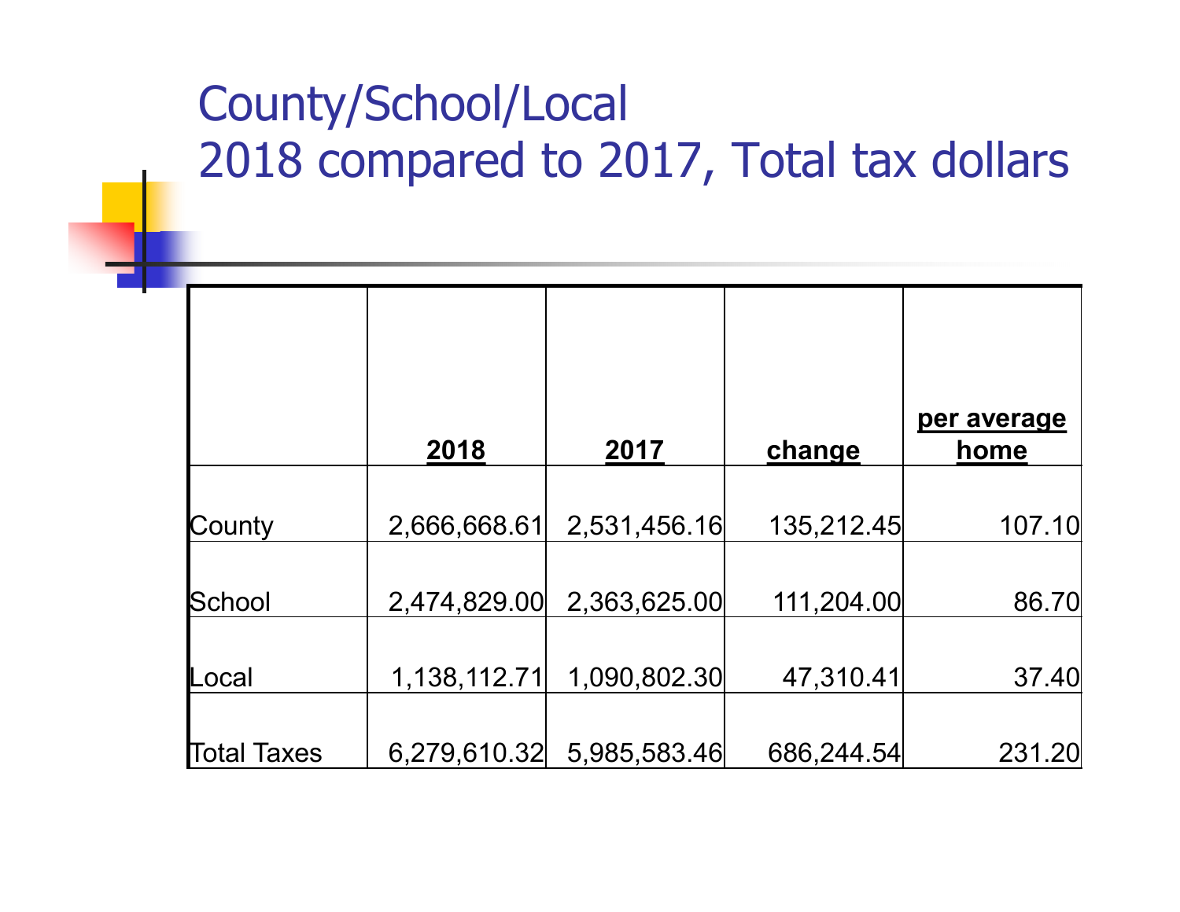# County/School/Local
# 2018 compared to 2017, Total tax dollars

| | 2018 | 2017 | change | per average home |
|---|---|---|---|---|
| County | 2,666,668.61 | 2,531,456.16 | 135,212.45 | 107.10 |
| School | 2,474,829.00 | 2,363,625.00 | 111,204.00 | 86.70 |
| Local | 1,138,112.71 | 1,090,802.30 | 47,310.41 | 37.40 |
| Total Taxes | 6,279,610.32 | 5,985,583.46 | 686,244.54 | 231.20 |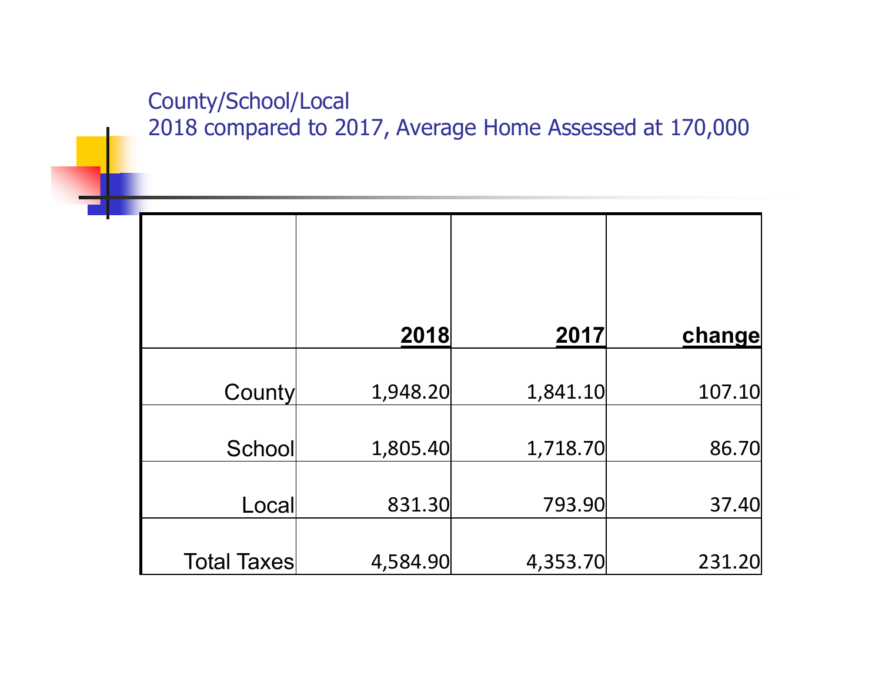## County/School/Local
## 2018 compared to 2017, Average Home Assessed at 170,000

| | **2018** | **2017** | **change** |
|---|---|---|---|
| County | 1,948.20 | 1,841.10 | 107.10 |
| School | 1,805.40 | 1,718.70 | 86.70 |
| Local | 831.30 | 793.90 | 37.40 |
| Total Taxes | 4,584.90 | 4,353.70 | 231.20 |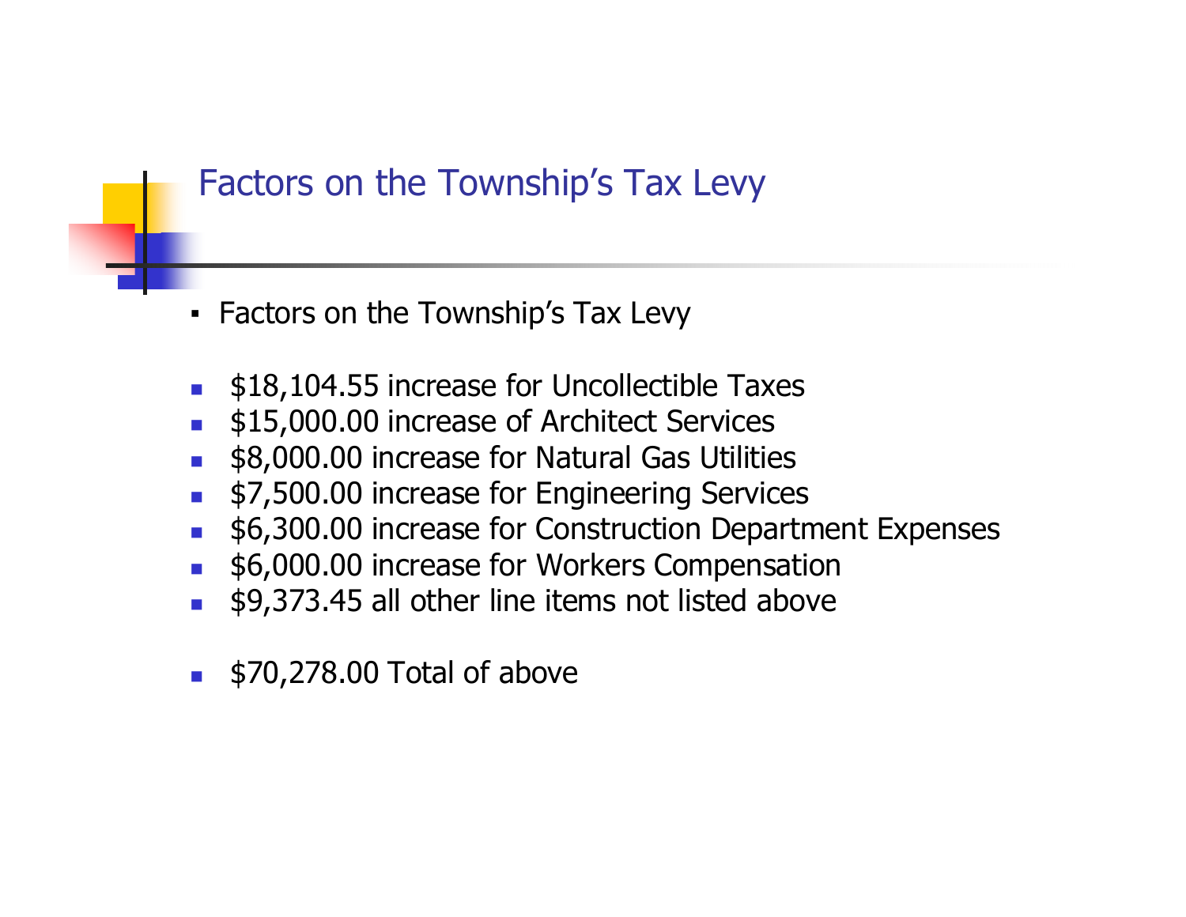# Factors on the Township's Tax Levy

- Factors on the Township's Tax Levy

- $18,104.55 increase for Uncollectible Taxes
- $15,000.00 increase of Architect Services
- $8,000.00 increase for Natural Gas Utilities
- $7,500.00 increase for Engineering Services
- $6,300.00 increase for Construction Department Expenses
- $6,000.00 increase for Workers Compensation
- $9,373.45 all other line items not listed above

- $70,278.00 Total of above